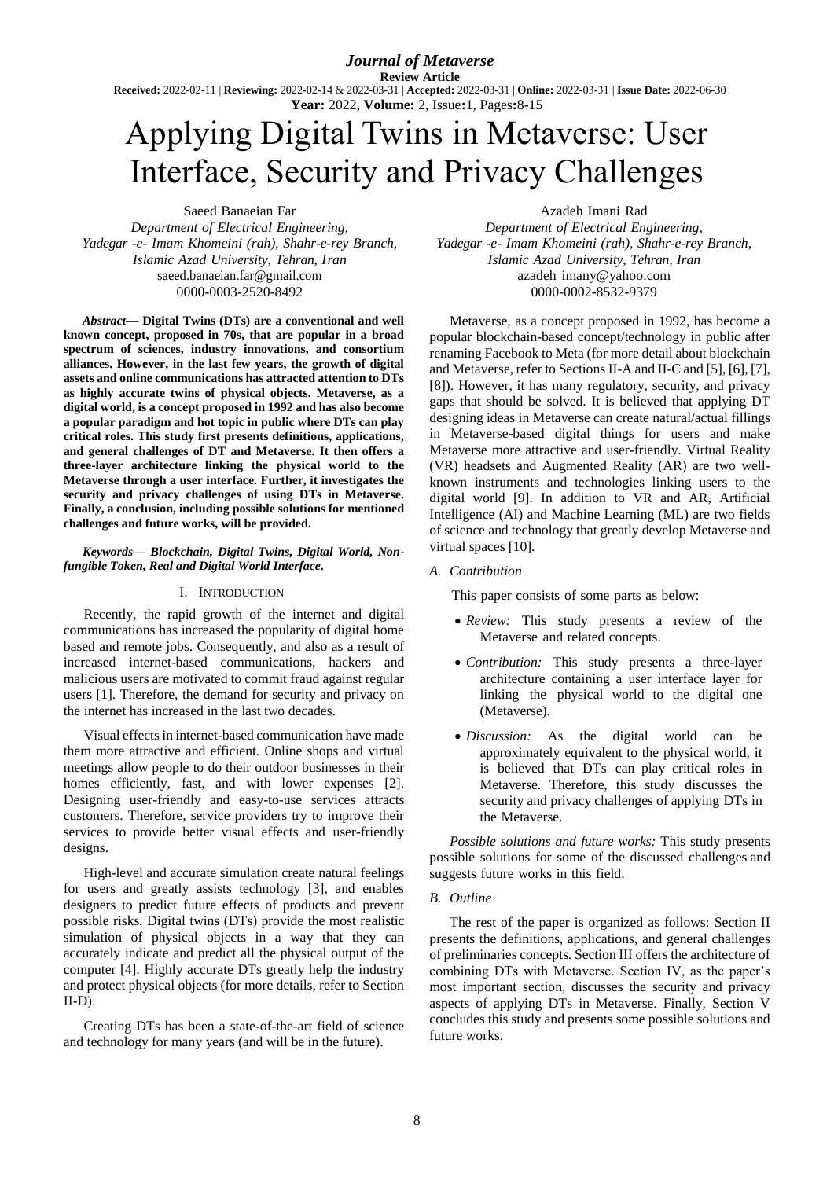*Journal of Metaverse*

**Review Article**

**Received:** 2022-02-11 | **Reviewing:** 2022-02-14 & 2022-03-31 | **Accepted:** 2022-03-31 | **Online:** 2022-03-31 | **Issue Date:** 2022-06-30

**Year:** 2022, **Volume:** 2, Issue**:**1, Pages**:**8-15

# Applying Digital Twins in Metaverse: User Interface, Security and Privacy Challenges

Saeed Banaeian Far
*Department of Electrical Engineering,*
*Yadegar -e- Imam Khomeini (rah), Shahr-e-rey Branch,*
*Islamic Azad University, Tehran, Iran*
saeed.banaeian.far@gmail.com
0000-0003-2520-8492

Azadeh Imani Rad
*Department of Electrical Engineering,*
*Yadegar -e- Imam Khomeini (rah), Shahr-e-rey Branch,*
*Islamic Azad University, Tehran, Iran*
azadeh imany@yahoo.com
0000-0002-8532-9379

***Abstract*— Digital Twins (DTs) are a conventional and well known concept, proposed in 70s, that are popular in a broad spectrum of sciences, industry innovations, and consortium alliances. However, in the last few years, the growth of digital assets and online communications has attracted attention to DTs as highly accurate twins of physical objects. Metaverse, as a digital world, is a concept proposed in 1992 and has also become a popular paradigm and hot topic in public where DTs can play critical roles. This study first presents definitions, applications, and general challenges of DT and Metaverse. It then offers a three-layer architecture linking the physical world to the Metaverse through a user interface. Further, it investigates the security and privacy challenges of using DTs in Metaverse. Finally, a conclusion, including possible solutions for mentioned challenges and future works, will be provided.**

***Keywords*— *Blockchain, Digital Twins, Digital World, Non-fungible Token, Real and Digital World Interface.***

## I. Introduction

Recently, the rapid growth of the internet and digital communications has increased the popularity of digital home based and remote jobs. Consequently, and also as a result of increased internet-based communications, hackers and malicious users are motivated to commit fraud against regular users [1]. Therefore, the demand for security and privacy on the internet has increased in the last two decades.

Visual effects in internet-based communication have made them more attractive and efficient. Online shops and virtual meetings allow people to do their outdoor businesses in their homes efficiently, fast, and with lower expenses [2]. Designing user-friendly and easy-to-use services attracts customers. Therefore, service providers try to improve their services to provide better visual effects and user-friendly designs.

High-level and accurate simulation create natural feelings for users and greatly assists technology [3], and enables designers to predict future effects of products and prevent possible risks. Digital twins (DTs) provide the most realistic simulation of physical objects in a way that they can accurately indicate and predict all the physical output of the computer [4]. Highly accurate DTs greatly help the industry and protect physical objects (for more details, refer to Section II-D).

Creating DTs has been a state-of-the-art field of science and technology for many years (and will be in the future).

Metaverse, as a concept proposed in 1992, has become a popular blockchain-based concept/technology in public after renaming Facebook to Meta (for more detail about blockchain and Metaverse, refer to Sections II-A and II-C and [5], [6], [7], [8]). However, it has many regulatory, security, and privacy gaps that should be solved. It is believed that applying DT designing ideas in Metaverse can create natural/actual fillings in Metaverse-based digital things for users and make Metaverse more attractive and user-friendly. Virtual Reality (VR) headsets and Augmented Reality (AR) are two well-known instruments and technologies linking users to the digital world [9]. In addition to VR and AR, Artificial Intelligence (AI) and Machine Learning (ML) are two fields of science and technology that greatly develop Metaverse and virtual spaces [10].

### *A. Contribution*

This paper consists of some parts as below:

- *Review:* This study presents a review of the Metaverse and related concepts.
- *Contribution:* This study presents a three-layer architecture containing a user interface layer for linking the physical world to the digital one (Metaverse).
- *Discussion:* As the digital world can be approximately equivalent to the physical world, it is believed that DTs can play critical roles in Metaverse. Therefore, this study discusses the security and privacy challenges of applying DTs in the Metaverse.

*Possible solutions and future works:* This study presents possible solutions for some of the discussed challenges and suggests future works in this field.

### *B. Outline*

The rest of the paper is organized as follows: Section II presents the definitions, applications, and general challenges of preliminaries concepts. Section III offers the architecture of combining DTs with Metaverse. Section IV, as the paper's most important section, discusses the security and privacy aspects of applying DTs in Metaverse. Finally, Section V concludes this study and presents some possible solutions and future works.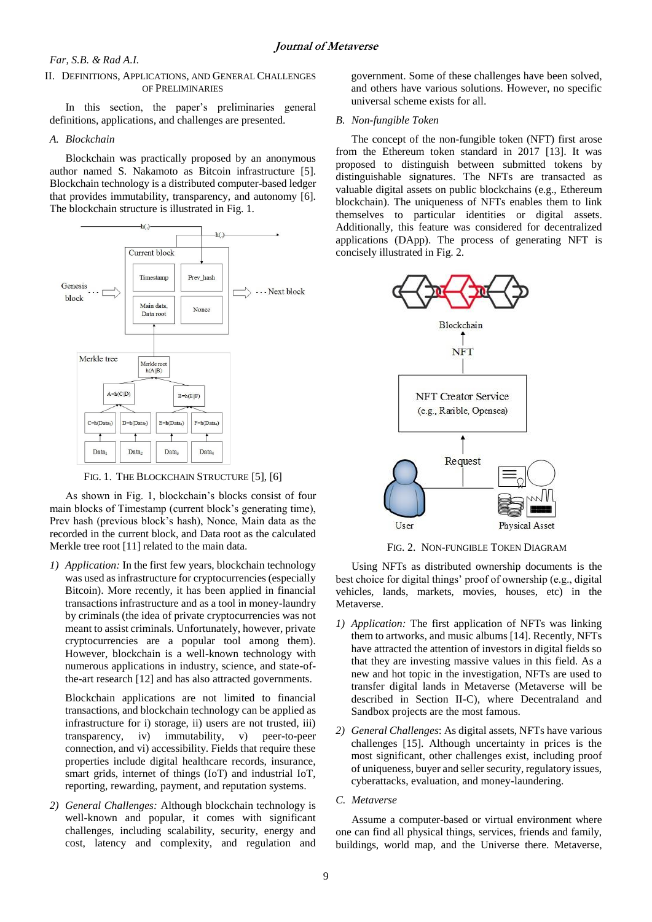## II. Definitions, Applications, and General Challenges of Preliminaries

In this section, the paper's preliminaries general definitions, applications, and challenges are presented.

### A. Blockchain

Blockchain was practically proposed by an anonymous author named S. Nakamoto as Bitcoin infrastructure [5]. Blockchain technology is a distributed computer-based ledger that provides immutability, transparency, and autonomy [6]. The blockchain structure is illustrated in Fig. 1.

Fig. 1. The Blockchain Structure [5], [6]

As shown in Fig. 1, blockchain's blocks consist of four main blocks of Timestamp (current block's generating time), Prev hash (previous block's hash), Nonce, Main data as the recorded in the current block, and Data root as the calculated Merkle tree root [11] related to the main data.

1) *Application:* In the first few years, blockchain technology was used as infrastructure for cryptocurrencies (especially Bitcoin). More recently, it has been applied in financial transactions infrastructure and as a tool in money-laundry by criminals (the idea of private cryptocurrencies was not meant to assist criminals. Unfortunately, however, private cryptocurrencies are a popular tool among them). However, blockchain is a well-known technology with numerous applications in industry, science, and state-of-the-art research [12] and has also attracted governments.

   Blockchain applications are not limited to financial transactions, and blockchain technology can be applied as infrastructure for i) storage, ii) users are not trusted, iii) transparency, iv) immutability, v) peer-to-peer connection, and vi) accessibility. Fields that require these properties include digital healthcare records, insurance, smart grids, internet of things (IoT) and industrial IoT, reporting, rewarding, payment, and reputation systems.

2) *General Challenges:* Although blockchain technology is well-known and popular, it comes with significant challenges, including scalability, security, energy and cost, latency and complexity, and regulation and government. Some of these challenges have been solved, and others have various solutions. However, no specific universal scheme exists for all.

### B. Non-fungible Token

The concept of the non-fungible token (NFT) first arose from the Ethereum token standard in 2017 [13]. It was proposed to distinguish between submitted tokens by distinguishable signatures. The NFTs are transacted as valuable digital assets on public blockchains (e.g., Ethereum blockchain). The uniqueness of NFTs enables them to link themselves to particular identities or digital assets. Additionally, this feature was considered for decentralized applications (DApp). The process of generating NFT is concisely illustrated in Fig. 2.

Fig. 2. Non-fungible Token Diagram

Using NFTs as distributed ownership documents is the best choice for digital things' proof of ownership (e.g., digital vehicles, lands, markets, movies, houses, etc) in the Metaverse.

1) *Application:* The first application of NFTs was linking them to artworks, and music albums [14]. Recently, NFTs have attracted the attention of investors in digital fields so that they are investing massive values in this field. As a new and hot topic in the investigation, NFTs are used to transfer digital lands in Metaverse (Metaverse will be described in Section II-C), where Decentraland and Sandbox projects are the most famous.

2) *General Challenges*: As digital assets, NFTs have various challenges [15]. Although uncertainty in prices is the most significant, other challenges exist, including proof of uniqueness, buyer and seller security, regulatory issues, cyberattacks, evaluation, and money-laundering.

### C. Metaverse

Assume a computer-based or virtual environment where one can find all physical things, services, friends and family, buildings, world map, and the Universe there. Metaverse,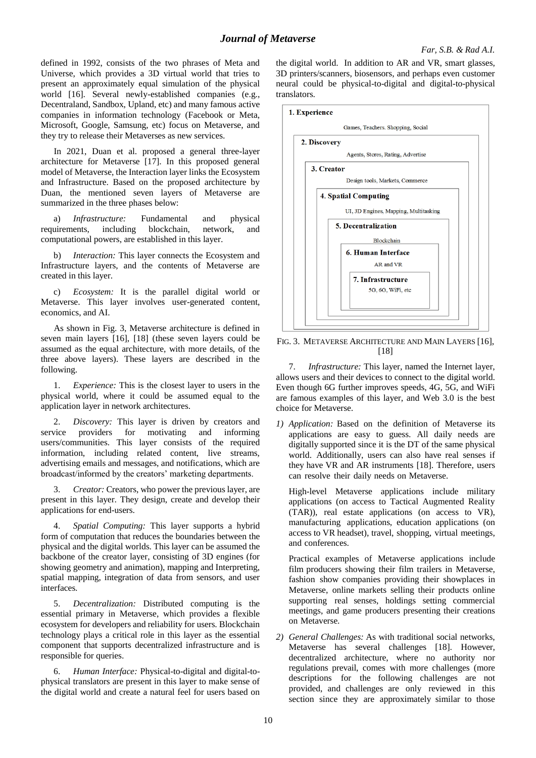defined in 1992, consists of the two phrases of Meta and Universe, which provides a 3D virtual world that tries to present an approximately equal simulation of the physical world [16]. Several newly-established companies (e.g., Decentraland, Sandbox, Upland, etc) and many famous active companies in information technology (Facebook or Meta, Microsoft, Google, Samsung, etc) focus on Metaverse, and they try to release their Metaverses as new services.

In 2021, Duan et al. proposed a general three-layer architecture for Metaverse [17]. In this proposed general model of Metaverse, the Interaction layer links the Ecosystem and Infrastructure. Based on the proposed architecture by Duan, the mentioned seven layers of Metaverse are summarized in the three phases below:

a) *Infrastructure:* Fundamental and physical requirements, including blockchain, network, and computational powers, are established in this layer.

b) *Interaction:* This layer connects the Ecosystem and Infrastructure layers, and the contents of Metaverse are created in this layer.

c) *Ecosystem:* It is the parallel digital world or Metaverse. This layer involves user-generated content, economics, and AI.

As shown in Fig. 3, Metaverse architecture is defined in seven main layers [16], [18] (these seven layers could be assumed as the equal architecture, with more details, of the three above layers). These layers are described in the following.

1. *Experience:* This is the closest layer to users in the physical world, where it could be assumed equal to the application layer in network architectures.

2. *Discovery:* This layer is driven by creators and service providers for motivating and informing users/communities. This layer consists of the required information, including related content, live streams, advertising emails and messages, and notifications, which are broadcast/informed by the creators' marketing departments.

3. *Creator:* Creators, who power the previous layer, are present in this layer. They design, create and develop their applications for end-users.

4. *Spatial Computing:* This layer supports a hybrid form of computation that reduces the boundaries between the physical and the digital worlds. This layer can be assumed the backbone of the creator layer, consisting of 3D engines (for showing geometry and animation), mapping and Interpreting, spatial mapping, integration of data from sensors, and user interfaces.

5. *Decentralization:* Distributed computing is the essential primary in Metaverse, which provides a flexible ecosystem for developers and reliability for users. Blockchain technology plays a critical role in this layer as the essential component that supports decentralized infrastructure and is responsible for queries.

6. *Human Interface:* Physical-to-digital and digital-to-physical translators are present in this layer to make sense of the digital world and create a natural feel for users based on the digital world. In addition to AR and VR, smart glasses, 3D printers/scanners, biosensors, and perhaps even customer neural could be physical-to-digital and digital-to-physical translators.

**1. Experience**
Games, Teachers. Shopping, Social

**2. Discovery**
Agents, Stores, Rating, Advertise

**3. Creator**
Design tools, Markets, Commerce

**4. Spatial Computing**
UI, 3D Engines, Mapping, Multitasking

**5. Decentralization**
Blockchain

**6. Human Interface**
AR and VR

**7. Infrastructure**
5G, 6G, WiFi, etc

FIG. 3. METAVERSE ARCHITECTURE AND MAIN LAYERS [16], [18]

7. *Infrastructure:* This layer, named the Internet layer, allows users and their devices to connect to the digital world. Even though 6G further improves speeds, 4G, 5G, and WiFi are famous examples of this layer, and Web 3.0 is the best choice for Metaverse.

1) *Application:* Based on the definition of Metaverse its applications are easy to guess. All daily needs are digitally supported since it is the DT of the same physical world. Additionally, users can also have real senses if they have VR and AR instruments [18]. Therefore, users can resolve their daily needs on Metaverse.

   High-level Metaverse applications include military applications (on access to Tactical Augmented Reality (TAR)), real estate applications (on access to VR), manufacturing applications, education applications (on access to VR headset), travel, shopping, virtual meetings, and conferences.

   Practical examples of Metaverse applications include film producers showing their film trailers in Metaverse, fashion show companies providing their showplaces in Metaverse, online markets selling their products online supporting real senses, holdings setting commercial meetings, and game producers presenting their creations on Metaverse.

2) *General Challenges:* As with traditional social networks, Metaverse has several challenges [18]. However, decentralized architecture, where no authority nor regulations prevail, comes with more challenges (more descriptions for the following challenges are not provided, and challenges are only reviewed in this section since they are approximately similar to those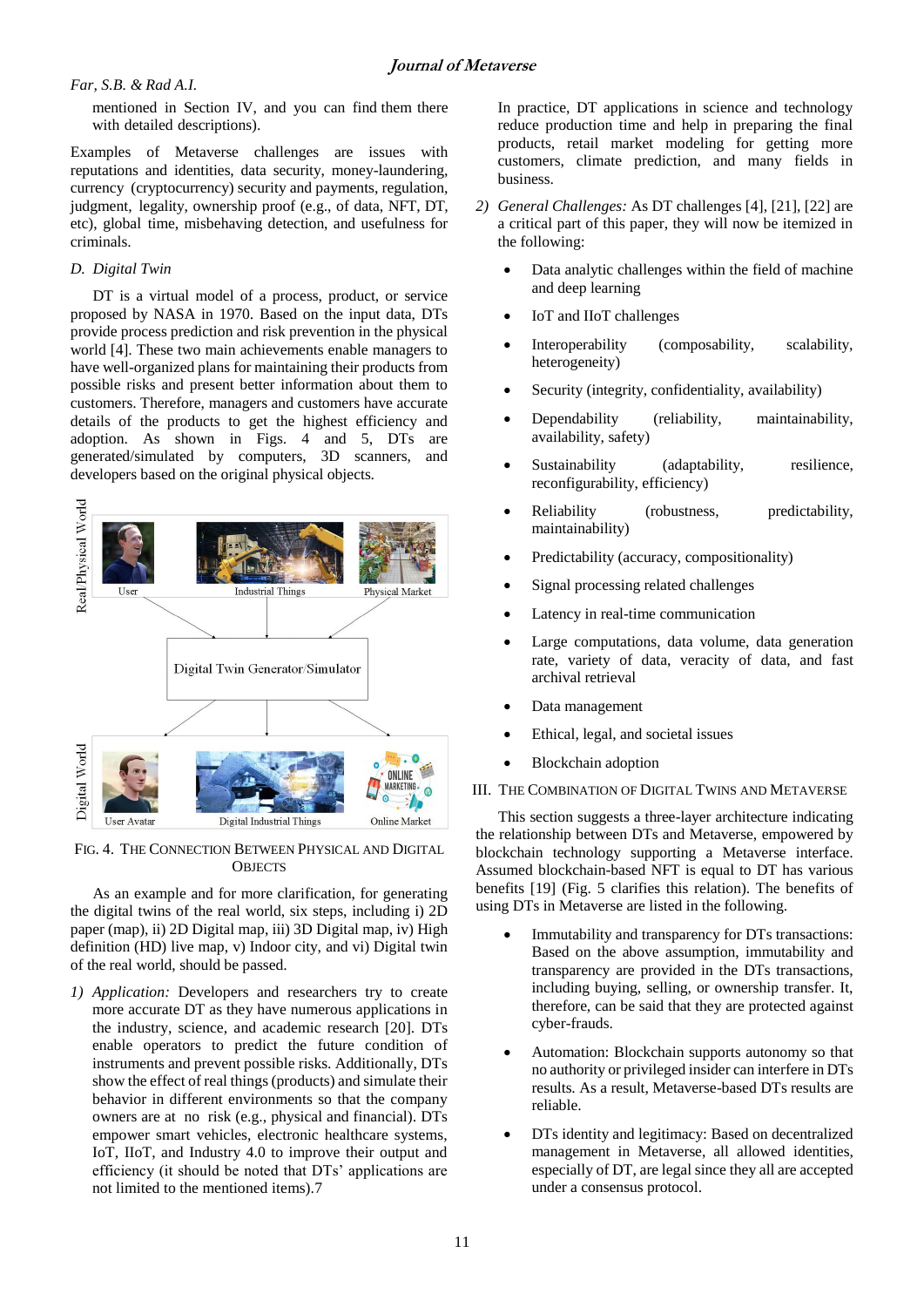mentioned in Section IV, and you can find them there with detailed descriptions).

Examples of Metaverse challenges are issues with reputations and identities, data security, money-laundering, currency (cryptocurrency) security and payments, regulation, judgment, legality, ownership proof (e.g., of data, NFT, DT, etc), global time, misbehaving detection, and usefulness for criminals.

### D. Digital Twin

DT is a virtual model of a process, product, or service proposed by NASA in 1970. Based on the input data, DTs provide process prediction and risk prevention in the physical world [4]. These two main achievements enable managers to have well-organized plans for maintaining their products from possible risks and present better information about them to customers. Therefore, managers and customers have accurate details of the products to get the highest efficiency and adoption. As shown in Figs. 4 and 5, DTs are generated/simulated by computers, 3D scanners, and developers based on the original physical objects.

Fig. 4. The Connection Between Physical and Digital Objects

As an example and for more clarification, for generating the digital twins of the real world, six steps, including i) 2D paper (map), ii) 2D Digital map, iii) 3D Digital map, iv) High definition (HD) live map, v) Indoor city, and vi) Digital twin of the real world, should be passed.

1) *Application:* Developers and researchers try to create more accurate DT as they have numerous applications in the industry, science, and academic research [20]. DTs enable operators to predict the future condition of instruments and prevent possible risks. Additionally, DTs show the effect of real things (products) and simulate their behavior in different environments so that the company owners are at no risk (e.g., physical and financial). DTs empower smart vehicles, electronic healthcare systems, IoT, IIoT, and Industry 4.0 to improve their output and efficiency (it should be noted that DTs' applications are not limited to the mentioned items).7

In practice, DT applications in science and technology reduce production time and help in preparing the final products, retail market modeling for getting more customers, climate prediction, and many fields in business.

2) *General Challenges:* As DT challenges [4], [21], [22] are a critical part of this paper, they will now be itemized in the following:

- Data analytic challenges within the field of machine and deep learning
- IoT and IIoT challenges
- Interoperability (composability, scalability, heterogeneity)
- Security (integrity, confidentiality, availability)
- Dependability (reliability, maintainability, availability, safety)
- Sustainability (adaptability, resilience, reconfigurability, efficiency)
- Reliability (robustness, predictability, maintainability)
- Predictability (accuracy, compositionality)
- Signal processing related challenges
- Latency in real-time communication
- Large computations, data volume, data generation rate, variety of data, veracity of data, and fast archival retrieval
- Data management
- Ethical, legal, and societal issues
- Blockchain adoption

## III. The Combination of Digital Twins and Metaverse

This section suggests a three-layer architecture indicating the relationship between DTs and Metaverse, empowered by blockchain technology supporting a Metaverse interface. Assumed blockchain-based NFT is equal to DT has various benefits [19] (Fig. 5 clarifies this relation). The benefits of using DTs in Metaverse are listed in the following.

- Immutability and transparency for DTs transactions: Based on the above assumption, immutability and transparency are provided in the DTs transactions, including buying, selling, or ownership transfer. It, therefore, can be said that they are protected against cyber-frauds.
- Automation: Blockchain supports autonomy so that no authority or privileged insider can interfere in DTs results. As a result, Metaverse-based DTs results are reliable.
- DTs identity and legitimacy: Based on decentralized management in Metaverse, all allowed identities, especially of DT, are legal since they all are accepted under a consensus protocol.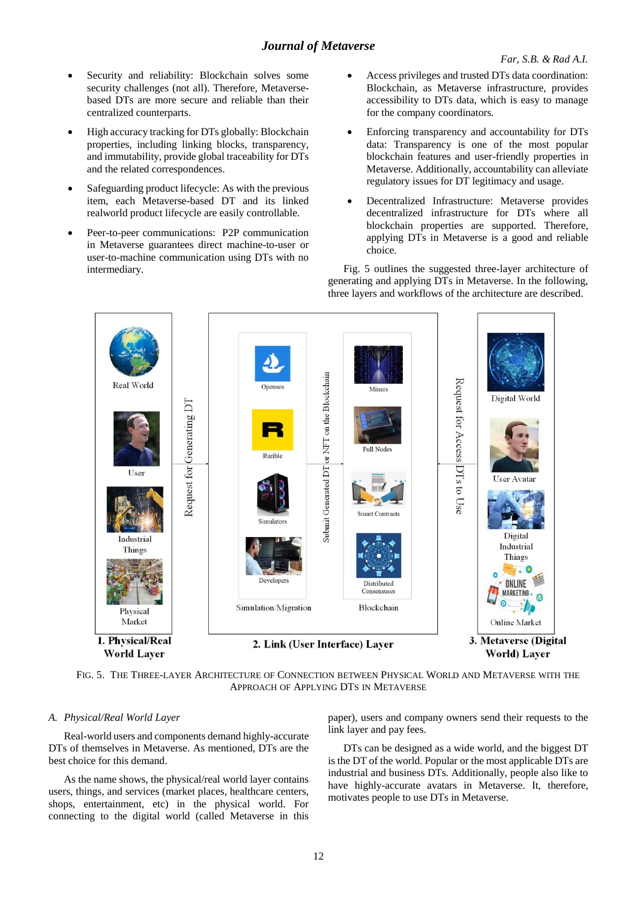- Security and reliability: Blockchain solves some security challenges (not all). Therefore, Metaverse-based DTs are more secure and reliable than their centralized counterparts.
- High accuracy tracking for DTs globally: Blockchain properties, including linking blocks, transparency, and immutability, provide global traceability for DTs and the related correspondences.
- Safeguarding product lifecycle: As with the previous item, each Metaverse-based DT and its linked realworld product lifecycle are easily controllable.
- Peer-to-peer communications: P2P communication in Metaverse guarantees direct machine-to-user or user-to-machine communication using DTs with no intermediary.
- Access privileges and trusted DTs data coordination: Blockchain, as Metaverse infrastructure, provides accessibility to DTs data, which is easy to manage for the company coordinators.
- Enforcing transparency and accountability for DTs data: Transparency is one of the most popular blockchain features and user-friendly properties in Metaverse. Additionally, accountability can alleviate regulatory issues for DT legitimacy and usage.
- Decentralized Infrastructure: Metaverse provides decentralized infrastructure for DTs where all blockchain properties are supported. Therefore, applying DTs in Metaverse is a good and reliable choice.

Fig. 5 outlines the suggested three-layer architecture of generating and applying DTs in Metaverse. In the following, three layers and workflows of the architecture are described.

FIG. 5. THE THREE-LAYER ARCHITECTURE OF CONNECTION BETWEEN PHYSICAL WORLD AND METAVERSE WITH THE APPROACH OF APPLYING DTS IN METAVERSE

### A. *Physical/Real World Layer*

Real-world users and components demand highly-accurate DTs of themselves in Metaverse. As mentioned, DTs are the best choice for this demand.

As the name shows, the physical/real world layer contains users, things, and services (market places, healthcare centers, shops, entertainment, etc) in the physical world. For connecting to the digital world (called Metaverse in this paper), users and company owners send their requests to the link layer and pay fees.

DTs can be designed as a wide world, and the biggest DT is the DT of the world. Popular or the most applicable DTs are industrial and business DTs. Additionally, people also like to have highly-accurate avatars in Metaverse. It, therefore, motivates people to use DTs in Metaverse.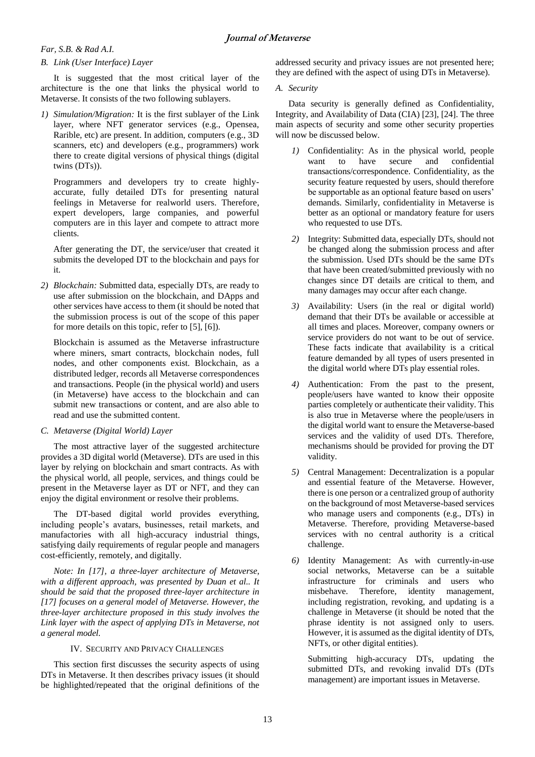### B. Link (User Interface) Layer

It is suggested that the most critical layer of the architecture is the one that links the physical world to Metaverse. It consists of the two following sublayers.

1) *Simulation/Migration:* It is the first sublayer of the Link layer, where NFT generator services (e.g., Opensea, Rarible, etc) are present. In addition, computers (e.g., 3D scanners, etc) and developers (e.g., programmers) work there to create digital versions of physical things (digital twins (DTs)).

   Programmers and developers try to create highly-accurate, fully detailed DTs for presenting natural feelings in Metaverse for realworld users. Therefore, expert developers, large companies, and powerful computers are in this layer and compete to attract more clients.

   After generating the DT, the service/user that created it submits the developed DT to the blockchain and pays for it.

2) *Blockchain:* Submitted data, especially DTs, are ready to use after submission on the blockchain, and DApps and other services have access to them (it should be noted that the submission process is out of the scope of this paper for more details on this topic, refer to [5], [6]).

   Blockchain is assumed as the Metaverse infrastructure where miners, smart contracts, blockchain nodes, full nodes, and other components exist. Blockchain, as a distributed ledger, records all Metaverse correspondences and transactions. People (in the physical world) and users (in Metaverse) have access to the blockchain and can submit new transactions or content, and are also able to read and use the submitted content.

### C. Metaverse (Digital World) Layer

The most attractive layer of the suggested architecture provides a 3D digital world (Metaverse). DTs are used in this layer by relying on blockchain and smart contracts. As with the physical world, all people, services, and things could be present in the Metaverse layer as DT or NFT, and they can enjoy the digital environment or resolve their problems.

The DT-based digital world provides everything, including people's avatars, businesses, retail markets, and manufactories with all high-accuracy industrial things, satisfying daily requirements of regular people and managers cost-efficiently, remotely, and digitally.

*Note: In [17], a three-layer architecture of Metaverse, with a different approach, was presented by Duan et al.. It should be said that the proposed three-layer architecture in [17] focuses on a general model of Metaverse. However, the three-layer architecture proposed in this study involves the Link layer with the aspect of applying DTs in Metaverse, not a general model.*

## IV. Security and Privacy Challenges

This section first discusses the security aspects of using DTs in Metaverse. It then describes privacy issues (it should be highlighted/repeated that the original definitions of the addressed security and privacy issues are not presented here; they are defined with the aspect of using DTs in Metaverse).

### A. Security

Data security is generally defined as Confidentiality, Integrity, and Availability of Data (CIA) [23], [24]. The three main aspects of security and some other security properties will now be discussed below.

1) Confidentiality: As in the physical world, people want to have secure and confidential transactions/correspondence. Confidentiality, as the security feature requested by users, should therefore be supportable as an optional feature based on users' demands. Similarly, confidentiality in Metaverse is better as an optional or mandatory feature for users who requested to use DTs.

2) Integrity: Submitted data, especially DTs, should not be changed along the submission process and after the submission. Used DTs should be the same DTs that have been created/submitted previously with no changes since DT details are critical to them, and many damages may occur after each change.

3) Availability: Users (in the real or digital world) demand that their DTs be available or accessible at all times and places. Moreover, company owners or service providers do not want to be out of service. These facts indicate that availability is a critical feature demanded by all types of users presented in the digital world where DTs play essential roles.

4) Authentication: From the past to the present, people/users have wanted to know their opposite parties completely or authenticate their validity. This is also true in Metaverse where the people/users in the digital world want to ensure the Metaverse-based services and the validity of used DTs. Therefore, mechanisms should be provided for proving the DT validity.

5) Central Management: Decentralization is a popular and essential feature of the Metaverse. However, there is one person or a centralized group of authority on the background of most Metaverse-based services who manage users and components (e.g., DTs) in Metaverse. Therefore, providing Metaverse-based services with no central authority is a critical challenge.

6) Identity Management: As with currently-in-use social networks, Metaverse can be a suitable infrastructure for criminals and users who misbehave. Therefore, identity management, including registration, revoking, and updating is a challenge in Metaverse (it should be noted that the phrase identity is not assigned only to users. However, it is assumed as the digital identity of DTs, NFTs, or other digital entities).

   Submitting high-accuracy DTs, updating the submitted DTs, and revoking invalid DTs (DTs management) are important issues in Metaverse.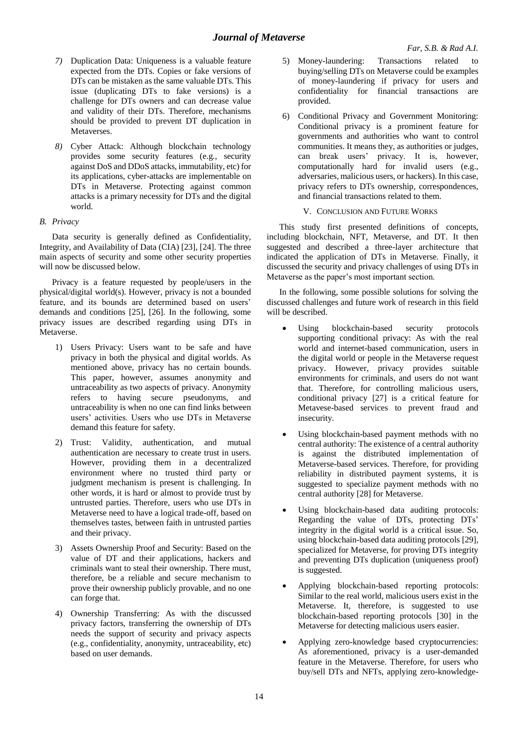7) Duplication Data: Uniqueness is a valuable feature expected from the DTs. Copies or fake versions of DTs can be mistaken as the same valuable DTs. This issue (duplicating DTs to fake versions) is a challenge for DTs owners and can decrease value and validity of their DTs. Therefore, mechanisms should be provided to prevent DT duplication in Metaverses.

8) Cyber Attack: Although blockchain technology provides some security features (e.g., security against DoS and DDoS attacks, immutability, etc) for its applications, cyber-attacks are implementable on DTs in Metaverse. Protecting against common attacks is a primary necessity for DTs and the digital world.

### B. Privacy

Data security is generally defined as Confidentiality, Integrity, and Availability of Data (CIA) [23], [24]. The three main aspects of security and some other security properties will now be discussed below.

Privacy is a feature requested by people/users in the physical/digital world(s). However, privacy is not a bounded feature, and its bounds are determined based on users' demands and conditions [25], [26]. In the following, some privacy issues are described regarding using DTs in Metaverse.

1) Users Privacy: Users want to be safe and have privacy in both the physical and digital worlds. As mentioned above, privacy has no certain bounds. This paper, however, assumes anonymity and untraceability as two aspects of privacy. Anonymity refers to having secure pseudonyms, and untraceability is when no one can find links between users' activities. Users who use DTs in Metaverse demand this feature for safety.

2) Trust: Validity, authentication, and mutual authentication are necessary to create trust in users. However, providing them in a decentralized environment where no trusted third party or judgment mechanism is present is challenging. In other words, it is hard or almost to provide trust by untrusted parties. Therefore, users who use DTs in Metaverse need to have a logical trade-off, based on themselves tastes, between faith in untrusted parties and their privacy.

3) Assets Ownership Proof and Security: Based on the value of DT and their applications, hackers and criminals want to steal their ownership. There must, therefore, be a reliable and secure mechanism to prove their ownership publicly provable, and no one can forge that.

4) Ownership Transferring: As with the discussed privacy factors, transferring the ownership of DTs needs the support of security and privacy aspects (e.g., confidentiality, anonymity, untraceability, etc) based on user demands.

5) Money-laundering: Transactions related to buying/selling DTs on Metaverse could be examples of money-laundering if privacy for users and confidentiality for financial transactions are provided.

6) Conditional Privacy and Government Monitoring: Conditional privacy is a prominent feature for governments and authorities who want to control communities. It means they, as authorities or judges, can break users' privacy. It is, however, computationally hard for invalid users (e.g., adversaries, malicious users, or hackers). In this case, privacy refers to DTs ownership, correspondences, and financial transactions related to them.

## V. Conclusion and Future Works

This study first presented definitions of concepts, including blockchain, NFT, Metaverse, and DT. It then suggested and described a three-layer architecture that indicated the application of DTs in Metaverse. Finally, it discussed the security and privacy challenges of using DTs in Metaverse as the paper's most important section.

In the following, some possible solutions for solving the discussed challenges and future work of research in this field will be described.

- Using blockchain-based security protocols supporting conditional privacy: As with the real world and internet-based communication, users in the digital world or people in the Metaverse request privacy. However, privacy provides suitable environments for criminals, and users do not want that. Therefore, for controlling malicious users, conditional privacy [27] is a critical feature for Metavese-based services to prevent fraud and insecurity.
- Using blockchain-based payment methods with no central authority: The existence of a central authority is against the distributed implementation of Metaverse-based services. Therefore, for providing reliability in distributed payment systems, it is suggested to specialize payment methods with no central authority [28] for Metaverse.
- Using blockchain-based data auditing protocols: Regarding the value of DTs, protecting DTs' integrity in the digital world is a critical issue. So, using blockchain-based data auditing protocols [29], specialized for Metaverse, for proving DTs integrity and preventing DTs duplication (uniqueness proof) is suggested.
- Applying blockchain-based reporting protocols: Similar to the real world, malicious users exist in the Metaverse. It, therefore, is suggested to use blockchain-based reporting protocols [30] in the Metaverse for detecting malicious users easier.
- Applying zero-knowledge based cryptocurrencies: As aforementioned, privacy is a user-demanded feature in the Metaverse. Therefore, for users who buy/sell DTs and NFTs, applying zero-knowledge-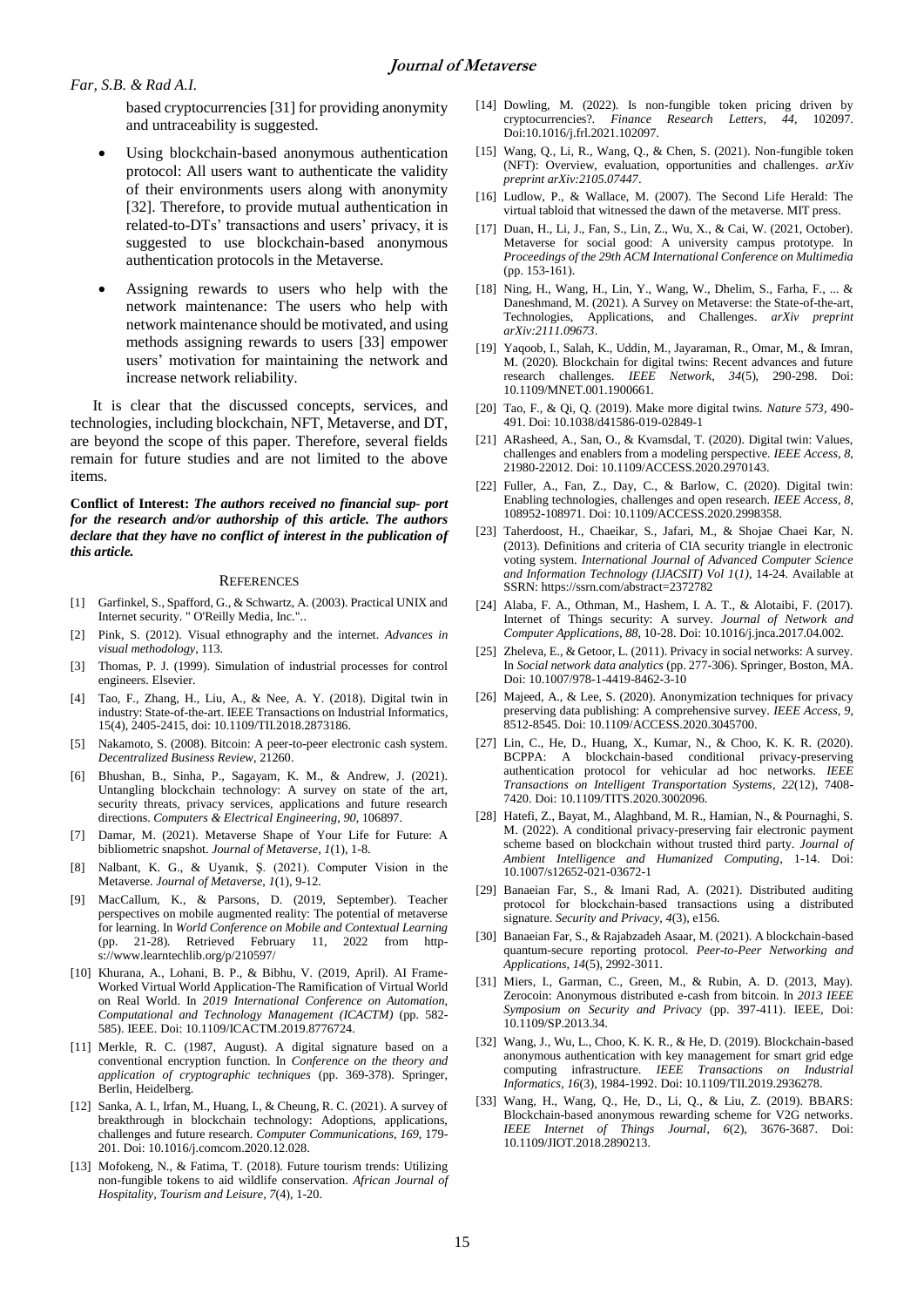based cryptocurrencies [31] for providing anonymity and untraceability is suggested.

- Using blockchain-based anonymous authentication protocol: All users want to authenticate the validity of their environments users along with anonymity [32]. Therefore, to provide mutual authentication in related-to-DTs' transactions and users' privacy, it is suggested to use blockchain-based anonymous authentication protocols in the Metaverse.
- Assigning rewards to users who help with the network maintenance: The users who help with network maintenance should be motivated, and using methods assigning rewards to users [33] empower users' motivation for maintaining the network and increase network reliability.

It is clear that the discussed concepts, services, and technologies, including blockchain, NFT, Metaverse, and DT, are beyond the scope of this paper. Therefore, several fields remain for future studies and are not limited to the above items.

**Conflict of Interest:** ***The authors received no financial sup- port for the research and/or authorship of this article. The authors declare that they have no conflict of interest in the publication of this article.***

## References

[1] Garfinkel, S., Spafford, G., & Schwartz, A. (2003). Practical UNIX and Internet security. " O'Reilly Media, Inc."..

[2] Pink, S. (2012). Visual ethnography and the internet. *Advances in visual methodology*, 113.

[3] Thomas, P. J. (1999). Simulation of industrial processes for control engineers. Elsevier.

[4] Tao, F., Zhang, H., Liu, A., & Nee, A. Y. (2018). Digital twin in industry: State-of-the-art. IEEE Transactions on Industrial Informatics, 15(4), 2405-2415, doi: 10.1109/TII.2018.2873186.

[5] Nakamoto, S. (2008). Bitcoin: A peer-to-peer electronic cash system. *Decentralized Business Review*, 21260.

[6] Bhushan, B., Sinha, P., Sagayam, K. M., & Andrew, J. (2021). Untangling blockchain technology: A survey on state of the art, security threats, privacy services, applications and future research directions. *Computers & Electrical Engineering*, *90*, 106897.

[7] Damar, M. (2021). Metaverse Shape of Your Life for Future: A bibliometric snapshot. *Journal of Metaverse*, *1*(1), 1-8.

[8] Nalbant, K. G., & Uyanık, Ş. (2021). Computer Vision in the Metaverse. *Journal of Metaverse*, *1*(1), 9-12.

[9] MacCallum, K., & Parsons, D. (2019, September). Teacher perspectives on mobile augmented reality: The potential of metaverse for learning. In *World Conference on Mobile and Contextual Learning* (pp. 21-28). Retrieved February 11, 2022 from https://www.learntechlib.org/p/210597/

[10] Khurana, A., Lohani, B. P., & Bibhu, V. (2019, April). AI Frame-Worked Virtual World Application-The Ramification of Virtual World on Real World. In *2019 International Conference on Automation, Computational and Technology Management (ICACTM)* (pp. 582-585). IEEE. Doi: 10.1109/ICACTM.2019.8776724.

[11] Merkle, R. C. (1987, August). A digital signature based on a conventional encryption function. In *Conference on the theory and application of cryptographic techniques* (pp. 369-378). Springer, Berlin, Heidelberg.

[12] Sanka, A. I., Irfan, M., Huang, I., & Cheung, R. C. (2021). A survey of breakthrough in blockchain technology: Adoptions, applications, challenges and future research. *Computer Communications*, *169*, 179-201. Doi: 10.1016/j.comcom.2020.12.028.

[13] Mofokeng, N., & Fatima, T. (2018). Future tourism trends: Utilizing non-fungible tokens to aid wildlife conservation. *African Journal of Hospitality, Tourism and Leisure*, *7*(4), 1-20.

[14] Dowling, M. (2022). Is non-fungible token pricing driven by cryptocurrencies?. *Finance Research Letters*, *44*, 102097. Doi:10.1016/j.frl.2021.102097.

[15] Wang, Q., Li, R., Wang, Q., & Chen, S. (2021). Non-fungible token (NFT): Overview, evaluation, opportunities and challenges. *arXiv preprint arXiv:2105.07447*.

[16] Ludlow, P., & Wallace, M. (2007). The Second Life Herald: The virtual tabloid that witnessed the dawn of the metaverse. MIT press.

[17] Duan, H., Li, J., Fan, S., Lin, Z., Wu, X., & Cai, W. (2021, October). Metaverse for social good: A university campus prototype. In *Proceedings of the 29th ACM International Conference on Multimedia* (pp. 153-161).

[18] Ning, H., Wang, H., Lin, Y., Wang, W., Dhelim, S., Farha, F., ... & Daneshmand, M. (2021). A Survey on Metaverse: the State-of-the-art, Technologies, Applications, and Challenges. *arXiv preprint arXiv:2111.09673*.

[19] Yaqoob, I., Salah, K., Uddin, M., Jayaraman, R., Omar, M., & Imran, M. (2020). Blockchain for digital twins: Recent advances and future research challenges. *IEEE Network*, *34*(5), 290-298. Doi: 10.1109/MNET.001.1900661.

[20] Tao, F., & Qi, Q. (2019). Make more digital twins. *Nature 573*, 490-491. Doi: 10.1038/d41586-019-02849-1

[21] ARasheed, A., San, O., & Kvamsdal, T. (2020). Digital twin: Values, challenges and enablers from a modeling perspective. *IEEE Access*, *8*, 21980-22012. Doi: 10.1109/ACCESS.2020.2970143.

[22] Fuller, A., Fan, Z., Day, C., & Barlow, C. (2020). Digital twin: Enabling technologies, challenges and open research. *IEEE Access*, *8*, 108952-108971. Doi: 10.1109/ACCESS.2020.2998358.

[23] Taherdoost, H., Chaeikar, S., Jafari, M., & Shojae Chaei Kar, N. (2013). Definitions and criteria of CIA security triangle in electronic voting system. *International Journal of Advanced Computer Science and Information Technology (IJACSIT) Vol 1*(*1*), 14-24. Available at SSRN: https://ssrn.com/abstract=2372782

[24] Alaba, F. A., Othman, M., Hashem, I. A. T., & Alotaibi, F. (2017). Internet of Things security: A survey. *Journal of Network and Computer Applications*, *88*, 10-28. Doi: 10.1016/j.jnca.2017.04.002.

[25] Zheleva, E., & Getoor, L. (2011). Privacy in social networks: A survey. In *Social network data analytics* (pp. 277-306). Springer, Boston, MA. Doi: 10.1007/978-1-4419-8462-3-10

[26] Majeed, A., & Lee, S. (2020). Anonymization techniques for privacy preserving data publishing: A comprehensive survey. *IEEE Access*, *9*, 8512-8545. Doi: 10.1109/ACCESS.2020.3045700.

[27] Lin, C., He, D., Huang, X., Kumar, N., & Choo, K. K. R. (2020). BCPPA: A blockchain-based conditional privacy-preserving authentication protocol for vehicular ad hoc networks. *IEEE Transactions on Intelligent Transportation Systems*, *22*(12), 7408-7420. Doi: 10.1109/TITS.2020.3002096.

[28] Hatefi, Z., Bayat, M., Alaghband, M. R., Hamian, N., & Pournaghi, S. M. (2022). A conditional privacy-preserving fair electronic payment scheme based on blockchain without trusted third party. *Journal of Ambient Intelligence and Humanized Computing*, 1-14. Doi: 10.1007/s12652-021-03672-1

[29] Banaeian Far, S., & Imani Rad, A. (2021). Distributed auditing protocol for blockchain-based transactions using a distributed signature. *Security and Privacy*, *4*(3), e156.

[30] Banaeian Far, S., & Rajabzadeh Asaar, M. (2021). A blockchain-based quantum-secure reporting protocol. *Peer-to-Peer Networking and Applications*, *14*(5), 2992-3011.

[31] Miers, I., Garman, C., Green, M., & Rubin, A. D. (2013, May). Zerocoin: Anonymous distributed e-cash from bitcoin. In *2013 IEEE Symposium on Security and Privacy* (pp. 397-411). IEEE, Doi: 10.1109/SP.2013.34.

[32] Wang, J., Wu, L., Choo, K. K. R., & He, D. (2019). Blockchain-based anonymous authentication with key management for smart grid edge computing infrastructure. *IEEE Transactions on Industrial Informatics*, *16*(3), 1984-1992. Doi: 10.1109/TII.2019.2936278.

[33] Wang, H., Wang, Q., He, D., Li, Q., & Liu, Z. (2019). BBARS: Blockchain-based anonymous rewarding scheme for V2G networks. *IEEE Internet of Things Journal*, *6*(2), 3676-3687. Doi: 10.1109/JIOT.2018.2890213.